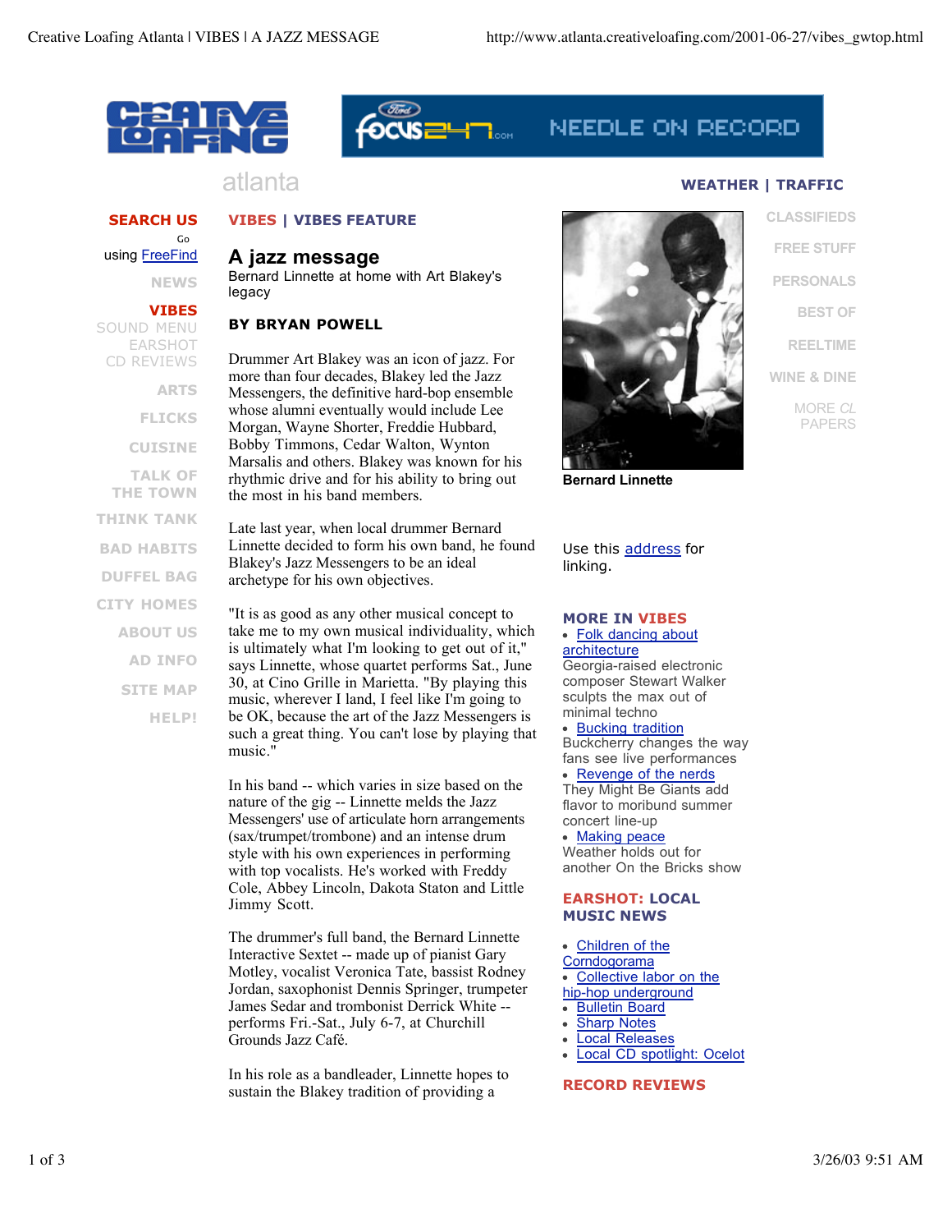VIBES | VIBES FEATURE

# A jazz message

Bernard Linnette at home with Art Blakey's legacy

**BY BRYAN POWELL**

Drummer Art Blakey was an icon of jazz. For more than four decades, Blakey led the Jazz Messengers, the definitive hard-bop ensemble whose alumni eventually would include Lee Morgan, Wayne Shorter, Freddie Hubbard, Bobby Timmons, Cedar Walton, Wynton Marsalis and others. Blakey was known for his rhythmic drive and for his ability to bring out the most in his band members.

Late last year, when local drummer Bernard Linnette decided to form his own band, he found Blakey's Jazz Messengers to be an ideal archetype for his own objectives.

"It is as good as any other musical concept to take me to my own musical individuality, which is ultimately what I'm looking to get out of it," says Linnette, whose quartet performs Sat., June 30, at Cino Grille in Marietta. "By playing this music, wherever I land, I feel like I'm going to be OK, because the art of the Jazz Messengers is such a great thing. You can't lose by playing that music."

In his band -- which varies in size based on the nature of the gig -- Linnette melds the Jazz Messengers' use of articulate horn arrangements (sax/trumpet/trombone) and an intense drum style with his own experiences in performing with top vocalists. He's worked with Freddy Cole, Abbey Lincoln, Dakota Staton and Little Jimmy Scott.

The drummer's full band, the Bernard Linnette Interactive Sextet -- made up of pianist Gary Motley, vocalist Veronica Tate, bassist Rodney Jordan, saxophonist Dennis Springer, trumpeter James Sedar and trombonist Derrick White -- performs Fri.-Sat., July 6-7, at Churchill Grounds Jazz Café.

In his role as a bandleader, Linnette hopes to sustain the Blakey tradition of providing a

Bernard Linnette

Use this address for linking.

**MORE IN VIBES**

- Folk dancing about architecture
  Georgia-raised electronic composer Stewart Walker sculpts the max out of minimal techno
- Bucking tradition
  Buckcherry changes the way fans see live performances
- Revenge of the nerds
  They Might Be Giants add flavor to moribund summer concert line-up
- Making peace
  Weather holds out for another On the Bricks show

**EARSHOT: LOCAL MUSIC NEWS**

- Children of the Corndogorama
- Collective labor on the hip-hop underground
- Bulletin Board
- Sharp Notes
- Local Releases
- Local CD spotlight: Ocelot

**RECORD REVIEWS**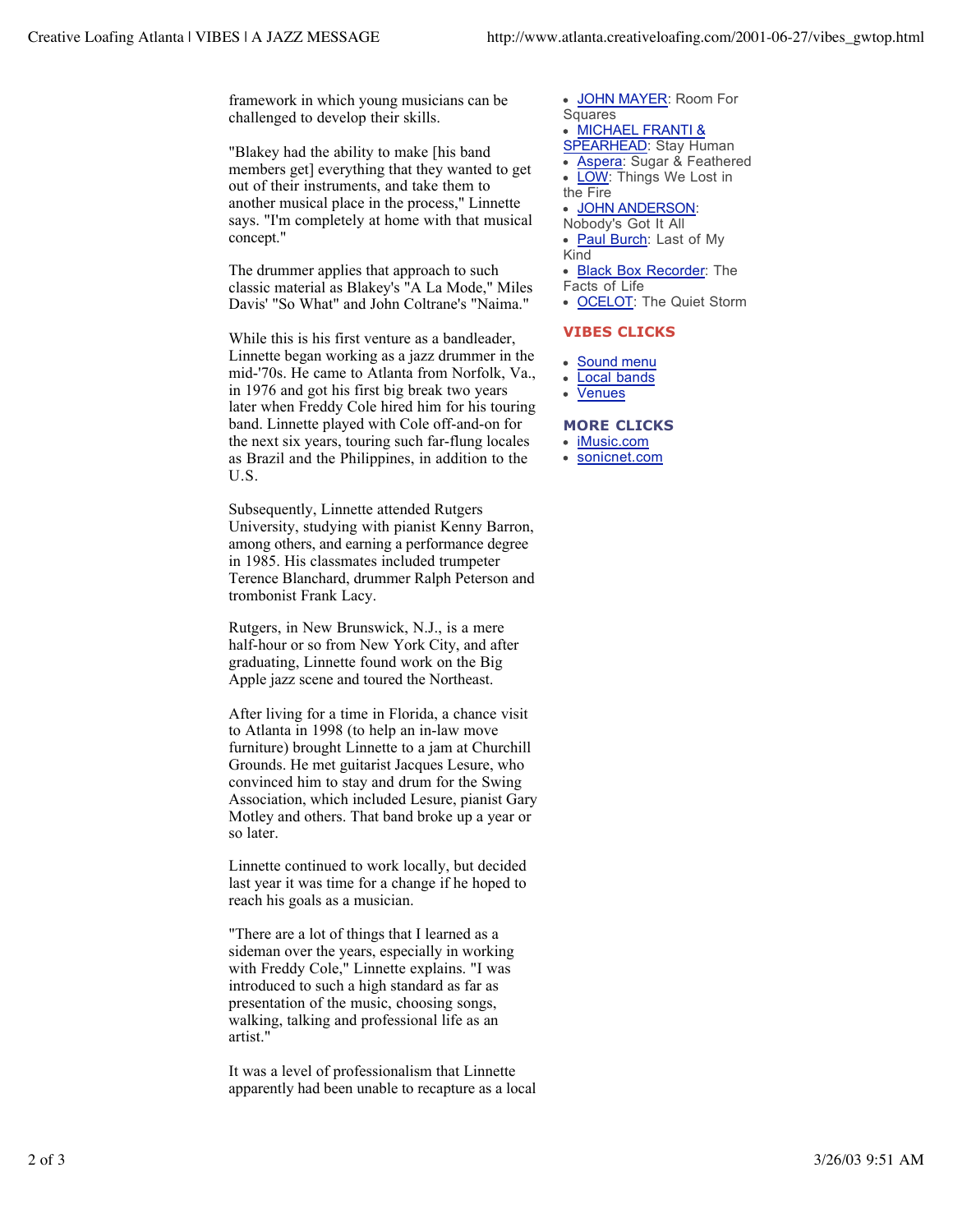framework in which young musicians can be challenged to develop their skills.

"Blakey had the ability to make [his band members get] everything that they wanted to get out of their instruments, and take them to another musical place in the process," Linnette says. "I'm completely at home with that musical concept."

The drummer applies that approach to such classic material as Blakey's "A La Mode," Miles Davis' "So What" and John Coltrane's "Naima."

While this is his first venture as a bandleader, Linnette began working as a jazz drummer in the mid-'70s. He came to Atlanta from Norfolk, Va., in 1976 and got his first big break two years later when Freddy Cole hired him for his touring band. Linnette played with Cole off-and-on for the next six years, touring such far-flung locales as Brazil and the Philippines, in addition to the U.S.

Subsequently, Linnette attended Rutgers University, studying with pianist Kenny Barron, among others, and earning a performance degree in 1985. His classmates included trumpeter Terence Blanchard, drummer Ralph Peterson and trombonist Frank Lacy.

Rutgers, in New Brunswick, N.J., is a mere half-hour or so from New York City, and after graduating, Linnette found work on the Big Apple jazz scene and toured the Northeast.

After living for a time in Florida, a chance visit to Atlanta in 1998 (to help an in-law move furniture) brought Linnette to a jam at Churchill Grounds. He met guitarist Jacques Lesure, who convinced him to stay and drum for the Swing Association, which included Lesure, pianist Gary Motley and others. That band broke up a year or so later.

Linnette continued to work locally, but decided last year it was time for a change if he hoped to reach his goals as a musician.

"There are a lot of things that I learned as a sideman over the years, especially in working with Freddy Cole," Linnette explains. "I was introduced to such a high standard as far as presentation of the music, choosing songs, walking, talking and professional life as an artist."

It was a level of professionalism that Linnette apparently had been unable to recapture as a local

- JOHN MAYER: Room For Squares
- MICHAEL FRANTI & SPEARHEAD: Stay Human
- Aspera: Sugar & Feathered
- LOW: Things We Lost in the Fire
- JOHN ANDERSON: Nobody's Got It All
- Paul Burch: Last of My Kind
- Black Box Recorder: The Facts of Life
- OCELOT: The Quiet Storm

### VIBES CLICKS

- Sound menu
- Local bands
- Venues

### MORE CLICKS

- iMusic.com
- sonicnet.com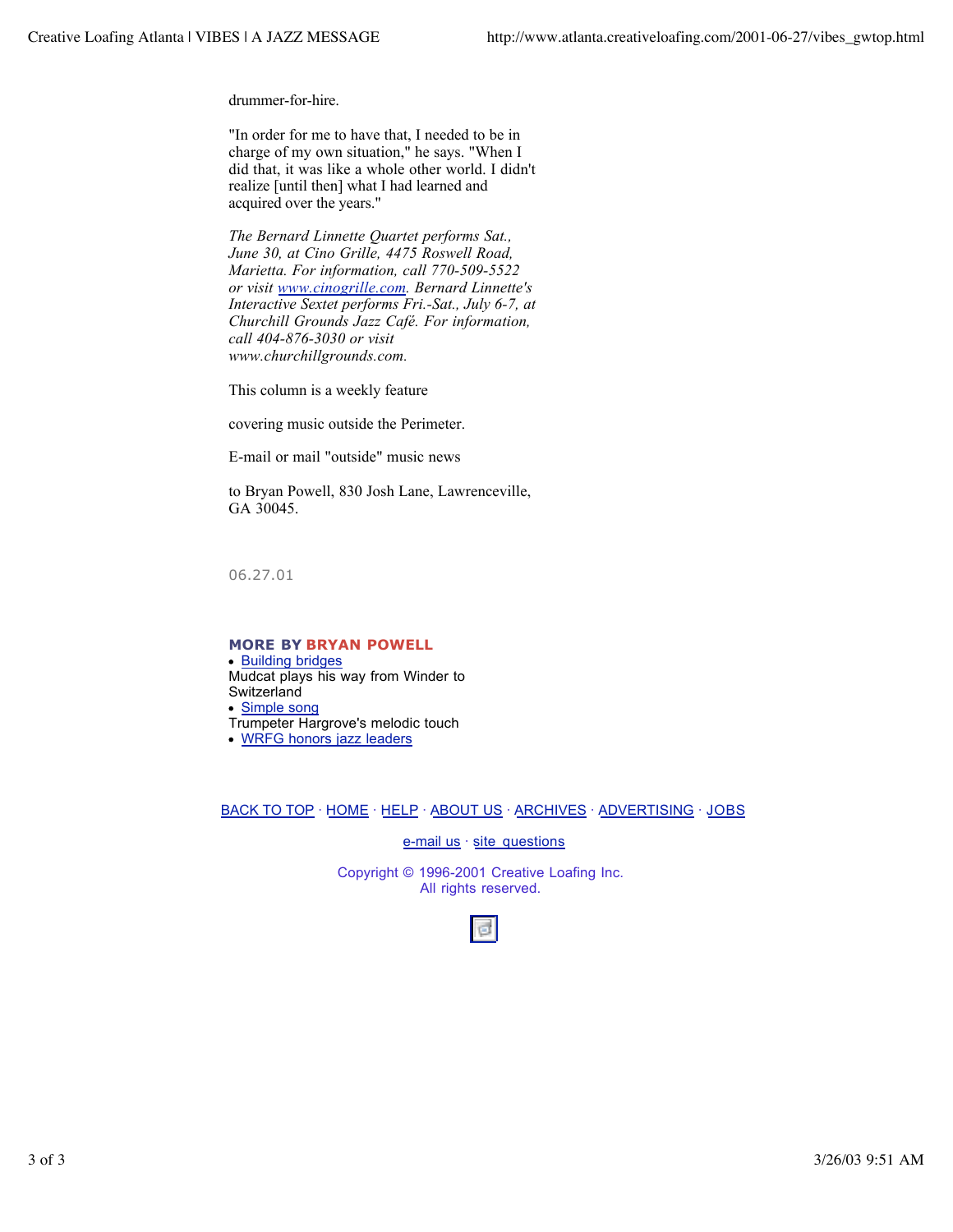drummer-for-hire.

"In order for me to have that, I needed to be in charge of my own situation," he says. "When I did that, it was like a whole other world. I didn't realize [until then] what I had learned and acquired over the years."

*The Bernard Linnette Quartet performs Sat., June 30, at Cino Grille, 4475 Roswell Road, Marietta. For information, call 770-509-5522 or visit www.cinogrille.com. Bernard Linnette's Interactive Sextet performs Fri.-Sat., July 6-7, at Churchill Grounds Jazz Café. For information, call 404-876-3030 or visit www.churchillgrounds.com.*

This column is a weekly feature

covering music outside the Perimeter.

E-mail or mail "outside" music news

to Bryan Powell, 830 Josh Lane, Lawrenceville, GA 30045.

06.27.01

**MORE BY BRYAN POWELL**

- Building bridges

Mudcat plays his way from Winder to Switzerland

- Simple song

Trumpeter Hargrove's melodic touch

- WRFG honors jazz leaders

BACK TO TOP · HOME · HELP · ABOUT US · ARCHIVES · ADVERTISING · JOBS

e-mail us · site questions

Copyright © 1996-2001 Creative Loafing Inc.
All rights reserved.